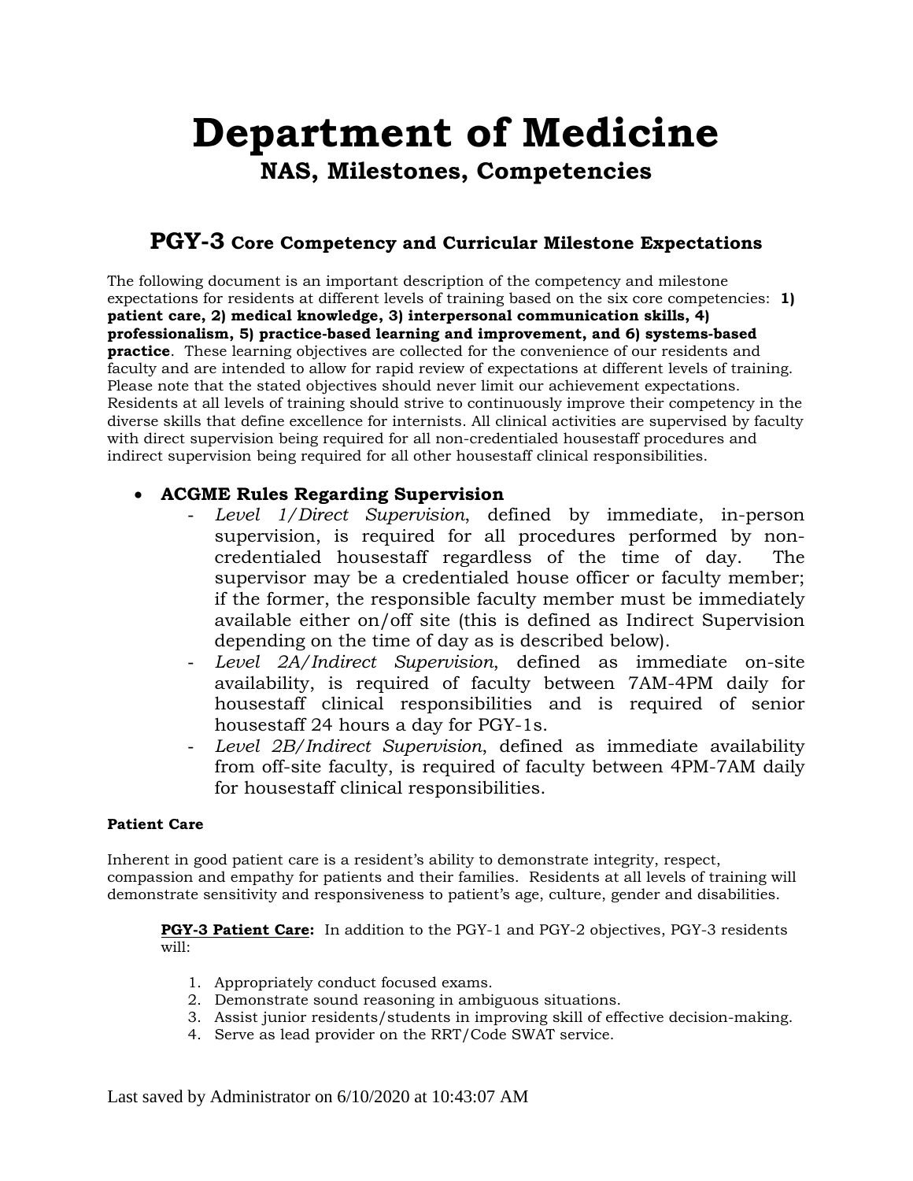# Department of Medicine

## NAS, Milestones, Competencies

### PGY-3 Core Competency and Curricular Milestone Expectations

The following document is an important description of the competency and milestone expectations for residents at different levels of training based on the six core competencies: **1) patient care, 2) medical knowledge, 3) interpersonal communication skills, 4) professionalism, 5) practice-based learning and improvement, and 6) systems-based practice**. These learning objectives are collected for the convenience of our residents and faculty and are intended to allow for rapid review of expectations at different levels of training. Please note that the stated objectives should never limit our achievement expectations. Residents at all levels of training should strive to continuously improve their competency in the diverse skills that define excellence for internists. All clinical activities are supervised by faculty with direct supervision being required for all non-credentialed housestaff procedures and indirect supervision being required for all other housestaff clinical responsibilities.

- **ACGME Rules Regarding Supervision**
  - *Level 1/Direct Supervision*, defined by immediate, in-person supervision, is required for all procedures performed by non-credentialed housestaff regardless of the time of day. The supervisor may be a credentialed house officer or faculty member; if the former, the responsible faculty member must be immediately available either on/off site (this is defined as Indirect Supervision depending on the time of day as is described below).
  - *Level 2A/Indirect Supervision*, defined as immediate on-site availability, is required of faculty between 7AM-4PM daily for housestaff clinical responsibilities and is required of senior housestaff 24 hours a day for PGY-1s.
  - *Level 2B/Indirect Supervision*, defined as immediate availability from off-site faculty, is required of faculty between 4PM-7AM daily for housestaff clinical responsibilities.

**Patient Care**

Inherent in good patient care is a resident's ability to demonstrate integrity, respect, compassion and empathy for patients and their families. Residents at all levels of training will demonstrate sensitivity and responsiveness to patient's age, culture, gender and disabilities.

**PGY-3 Patient Care:** In addition to the PGY-1 and PGY-2 objectives, PGY-3 residents will:

1. Appropriately conduct focused exams.
2. Demonstrate sound reasoning in ambiguous situations.
3. Assist junior residents/students in improving skill of effective decision-making.
4. Serve as lead provider on the RRT/Code SWAT service.

Last saved by Administrator on 6/10/2020 at 10:43:07 AM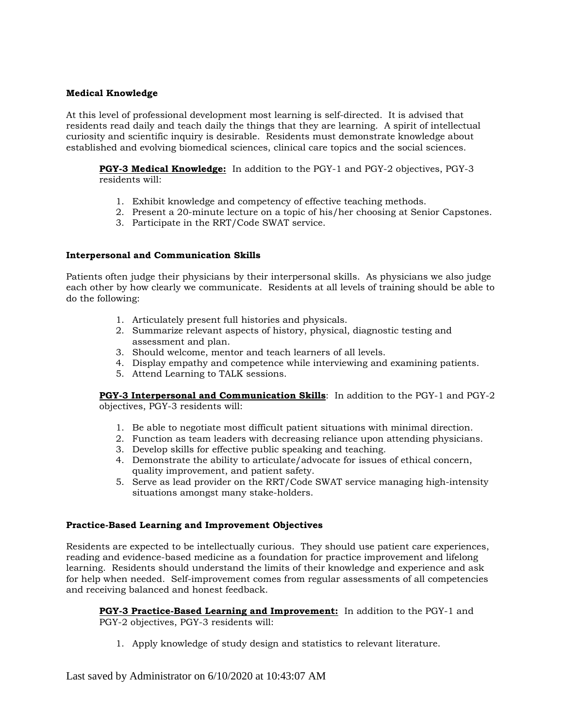**Medical Knowledge**

At this level of professional development most learning is self-directed. It is advised that residents read daily and teach daily the things that they are learning. A spirit of intellectual curiosity and scientific inquiry is desirable. Residents must demonstrate knowledge about established and evolving biomedical sciences, clinical care topics and the social sciences.

**PGY-3 Medical Knowledge:** In addition to the PGY-1 and PGY-2 objectives, PGY-3 residents will:

1. Exhibit knowledge and competency of effective teaching methods.
2. Present a 20-minute lecture on a topic of his/her choosing at Senior Capstones.
3. Participate in the RRT/Code SWAT service.

**Interpersonal and Communication Skills**

Patients often judge their physicians by their interpersonal skills. As physicians we also judge each other by how clearly we communicate. Residents at all levels of training should be able to do the following:

1. Articulately present full histories and physicals.
2. Summarize relevant aspects of history, physical, diagnostic testing and assessment and plan.
3. Should welcome, mentor and teach learners of all levels.
4. Display empathy and competence while interviewing and examining patients.
5. Attend Learning to TALK sessions.

**PGY-3 Interpersonal and Communication Skills**: In addition to the PGY-1 and PGY-2 objectives, PGY-3 residents will:

1. Be able to negotiate most difficult patient situations with minimal direction.
2. Function as team leaders with decreasing reliance upon attending physicians.
3. Develop skills for effective public speaking and teaching.
4. Demonstrate the ability to articulate/advocate for issues of ethical concern, quality improvement, and patient safety.
5. Serve as lead provider on the RRT/Code SWAT service managing high-intensity situations amongst many stake-holders.

**Practice-Based Learning and Improvement Objectives**

Residents are expected to be intellectually curious. They should use patient care experiences, reading and evidence-based medicine as a foundation for practice improvement and lifelong learning. Residents should understand the limits of their knowledge and experience and ask for help when needed. Self-improvement comes from regular assessments of all competencies and receiving balanced and honest feedback.

**PGY-3 Practice-Based Learning and Improvement:** In addition to the PGY-1 and PGY-2 objectives, PGY-3 residents will:

1. Apply knowledge of study design and statistics to relevant literature.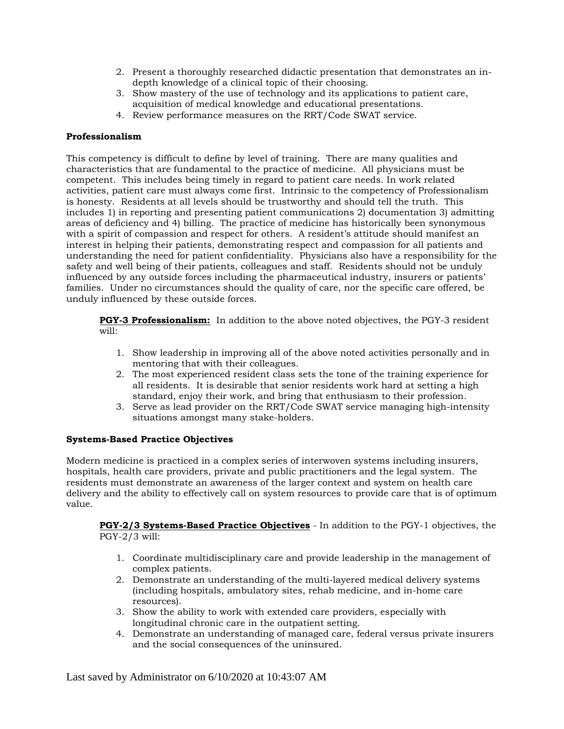2. Present a thoroughly researched didactic presentation that demonstrates an in-depth knowledge of a clinical topic of their choosing.
3. Show mastery of the use of technology and its applications to patient care, acquisition of medical knowledge and educational presentations.
4. Review performance measures on the RRT/Code SWAT service.

**Professionalism**

This competency is difficult to define by level of training. There are many qualities and characteristics that are fundamental to the practice of medicine. All physicians must be competent. This includes being timely in regard to patient care needs. In work related activities, patient care must always come first. Intrinsic to the competency of Professionalism is honesty. Residents at all levels should be trustworthy and should tell the truth. This includes 1) in reporting and presenting patient communications 2) documentation 3) admitting areas of deficiency and 4) billing. The practice of medicine has historically been synonymous with a spirit of compassion and respect for others. A resident's attitude should manifest an interest in helping their patients, demonstrating respect and compassion for all patients and understanding the need for patient confidentiality. Physicians also have a responsibility for the safety and well being of their patients, colleagues and staff. Residents should not be unduly influenced by any outside forces including the pharmaceutical industry, insurers or patients' families. Under no circumstances should the quality of care, nor the specific care offered, be unduly influenced by these outside forces.

**PGY-3 Professionalism:** In addition to the above noted objectives, the PGY-3 resident will:

1. Show leadership in improving all of the above noted activities personally and in mentoring that with their colleagues.
2. The most experienced resident class sets the tone of the training experience for all residents. It is desirable that senior residents work hard at setting a high standard, enjoy their work, and bring that enthusiasm to their profession.
3. Serve as lead provider on the RRT/Code SWAT service managing high-intensity situations amongst many stake-holders.

**Systems-Based Practice Objectives**

Modern medicine is practiced in a complex series of interwoven systems including insurers, hospitals, health care providers, private and public practitioners and the legal system. The residents must demonstrate an awareness of the larger context and system on health care delivery and the ability to effectively call on system resources to provide care that is of optimum value.

**PGY-2/3 Systems-Based Practice Objectives** - In addition to the PGY-1 objectives, the PGY-2/3 will:

1. Coordinate multidisciplinary care and provide leadership in the management of complex patients.
2. Demonstrate an understanding of the multi-layered medical delivery systems (including hospitals, ambulatory sites, rehab medicine, and in-home care resources).
3. Show the ability to work with extended care providers, especially with longitudinal chronic care in the outpatient setting.
4. Demonstrate an understanding of managed care, federal versus private insurers and the social consequences of the uninsured.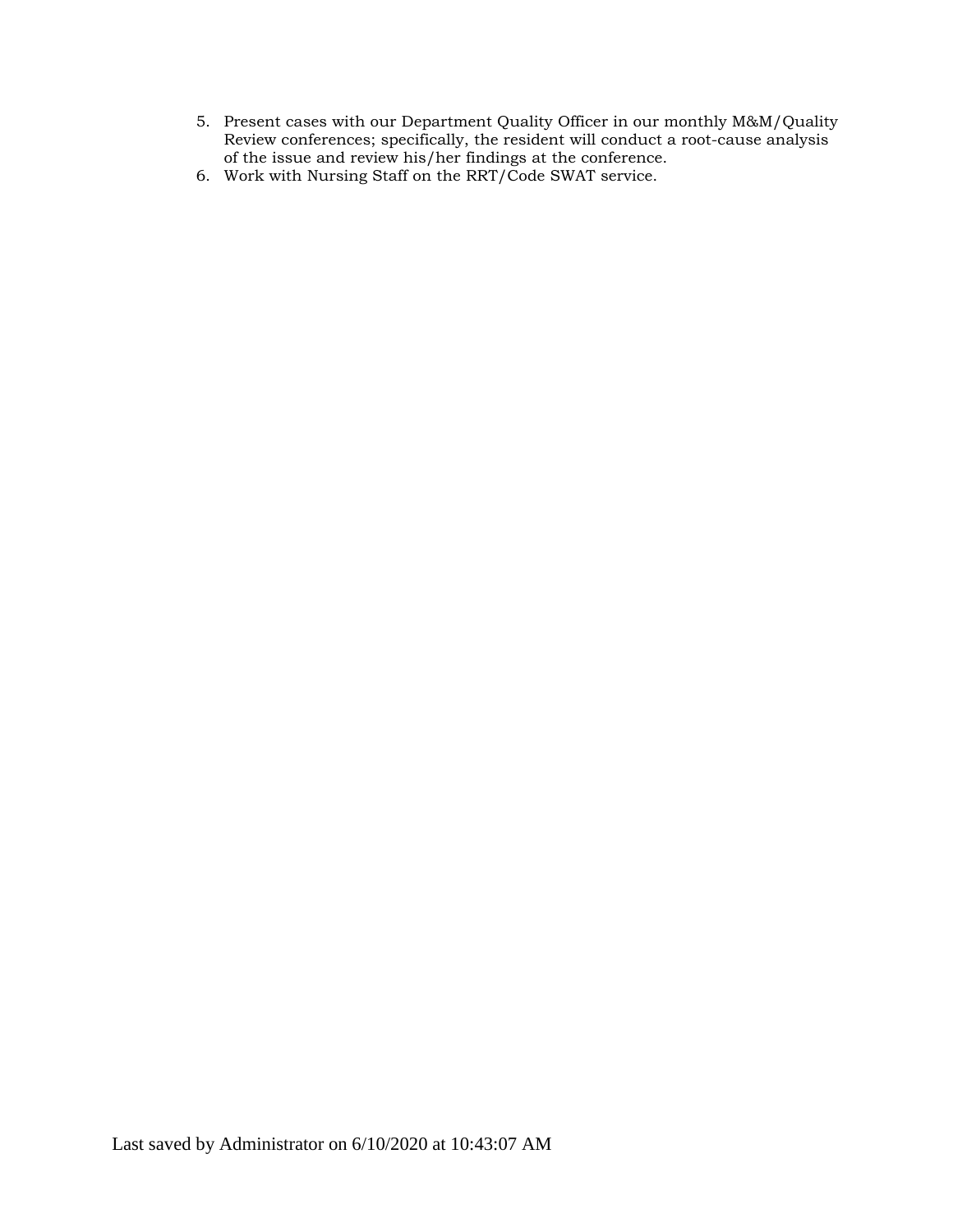5. Present cases with our Department Quality Officer in our monthly M&M/Quality Review conferences; specifically, the resident will conduct a root-cause analysis of the issue and review his/her findings at the conference.
6. Work with Nursing Staff on the RRT/Code SWAT service.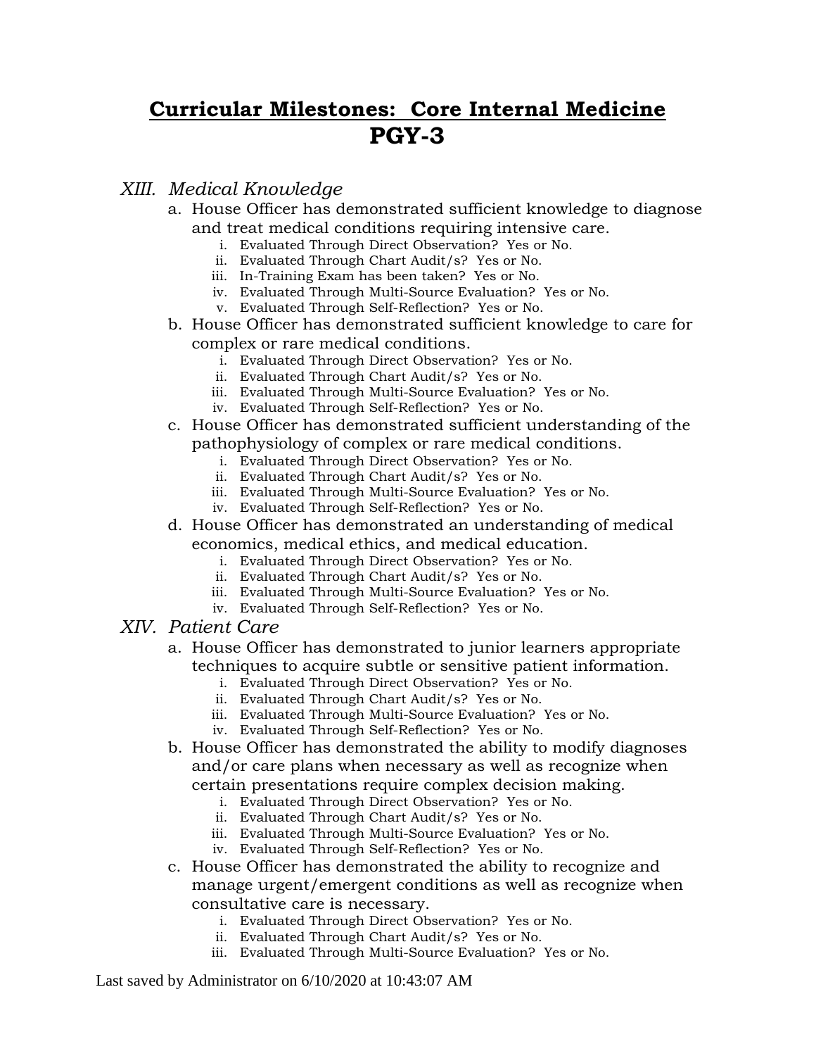# Curricular Milestones: Core Internal Medicine
# PGY-3

XIII. *Medical Knowledge*

a. House Officer has demonstrated sufficient knowledge to diagnose and treat medical conditions requiring intensive care.
   i. Evaluated Through Direct Observation? Yes or No.
   ii. Evaluated Through Chart Audit/s? Yes or No.
   iii. In-Training Exam has been taken? Yes or No.
   iv. Evaluated Through Multi-Source Evaluation? Yes or No.
   v. Evaluated Through Self-Reflection? Yes or No.

b. House Officer has demonstrated sufficient knowledge to care for complex or rare medical conditions.
   i. Evaluated Through Direct Observation? Yes or No.
   ii. Evaluated Through Chart Audit/s? Yes or No.
   iii. Evaluated Through Multi-Source Evaluation? Yes or No.
   iv. Evaluated Through Self-Reflection? Yes or No.

c. House Officer has demonstrated sufficient understanding of the pathophysiology of complex or rare medical conditions.
   i. Evaluated Through Direct Observation? Yes or No.
   ii. Evaluated Through Chart Audit/s? Yes or No.
   iii. Evaluated Through Multi-Source Evaluation? Yes or No.
   iv. Evaluated Through Self-Reflection? Yes or No.

d. House Officer has demonstrated an understanding of medical economics, medical ethics, and medical education.
   i. Evaluated Through Direct Observation? Yes or No.
   ii. Evaluated Through Chart Audit/s? Yes or No.
   iii. Evaluated Through Multi-Source Evaluation? Yes or No.
   iv. Evaluated Through Self-Reflection? Yes or No.

XIV. *Patient Care*

a. House Officer has demonstrated to junior learners appropriate techniques to acquire subtle or sensitive patient information.
   i. Evaluated Through Direct Observation? Yes or No.
   ii. Evaluated Through Chart Audit/s? Yes or No.
   iii. Evaluated Through Multi-Source Evaluation? Yes or No.
   iv. Evaluated Through Self-Reflection? Yes or No.

b. House Officer has demonstrated the ability to modify diagnoses and/or care plans when necessary as well as recognize when certain presentations require complex decision making.
   i. Evaluated Through Direct Observation? Yes or No.
   ii. Evaluated Through Chart Audit/s? Yes or No.
   iii. Evaluated Through Multi-Source Evaluation? Yes or No.
   iv. Evaluated Through Self-Reflection? Yes or No.

c. House Officer has demonstrated the ability to recognize and manage urgent/emergent conditions as well as recognize when consultative care is necessary.
   i. Evaluated Through Direct Observation? Yes or No.
   ii. Evaluated Through Chart Audit/s? Yes or No.
   iii. Evaluated Through Multi-Source Evaluation? Yes or No.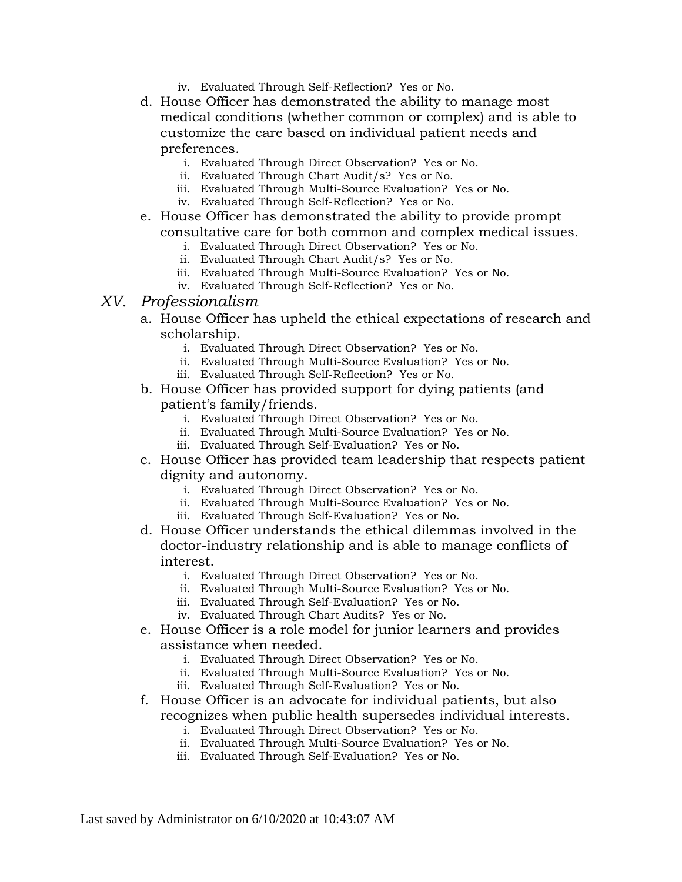iv. Evaluated Through Self-Reflection? Yes or No.

d. House Officer has demonstrated the ability to manage most medical conditions (whether common or complex) and is able to customize the care based on individual patient needs and preferences.
   i. Evaluated Through Direct Observation? Yes or No.
   ii. Evaluated Through Chart Audit/s? Yes or No.
   iii. Evaluated Through Multi-Source Evaluation? Yes or No.
   iv. Evaluated Through Self-Reflection? Yes or No.

e. House Officer has demonstrated the ability to provide prompt consultative care for both common and complex medical issues.
   i. Evaluated Through Direct Observation? Yes or No.
   ii. Evaluated Through Chart Audit/s? Yes or No.
   iii. Evaluated Through Multi-Source Evaluation? Yes or No.
   iv. Evaluated Through Self-Reflection? Yes or No.

## XV. *Professionalism*

a. House Officer has upheld the ethical expectations of research and scholarship.
   i. Evaluated Through Direct Observation? Yes or No.
   ii. Evaluated Through Multi-Source Evaluation? Yes or No.
   iii. Evaluated Through Self-Reflection? Yes or No.

b. House Officer has provided support for dying patients (and patient's family/friends.
   i. Evaluated Through Direct Observation? Yes or No.
   ii. Evaluated Through Multi-Source Evaluation? Yes or No.
   iii. Evaluated Through Self-Evaluation? Yes or No.

c. House Officer has provided team leadership that respects patient dignity and autonomy.
   i. Evaluated Through Direct Observation? Yes or No.
   ii. Evaluated Through Multi-Source Evaluation? Yes or No.
   iii. Evaluated Through Self-Evaluation? Yes or No.

d. House Officer understands the ethical dilemmas involved in the doctor-industry relationship and is able to manage conflicts of interest.
   i. Evaluated Through Direct Observation? Yes or No.
   ii. Evaluated Through Multi-Source Evaluation? Yes or No.
   iii. Evaluated Through Self-Evaluation? Yes or No.
   iv. Evaluated Through Chart Audits? Yes or No.

e. House Officer is a role model for junior learners and provides assistance when needed.
   i. Evaluated Through Direct Observation? Yes or No.
   ii. Evaluated Through Multi-Source Evaluation? Yes or No.
   iii. Evaluated Through Self-Evaluation? Yes or No.

f. House Officer is an advocate for individual patients, but also recognizes when public health supersedes individual interests.
   i. Evaluated Through Direct Observation? Yes or No.
   ii. Evaluated Through Multi-Source Evaluation? Yes or No.
   iii. Evaluated Through Self-Evaluation? Yes or No.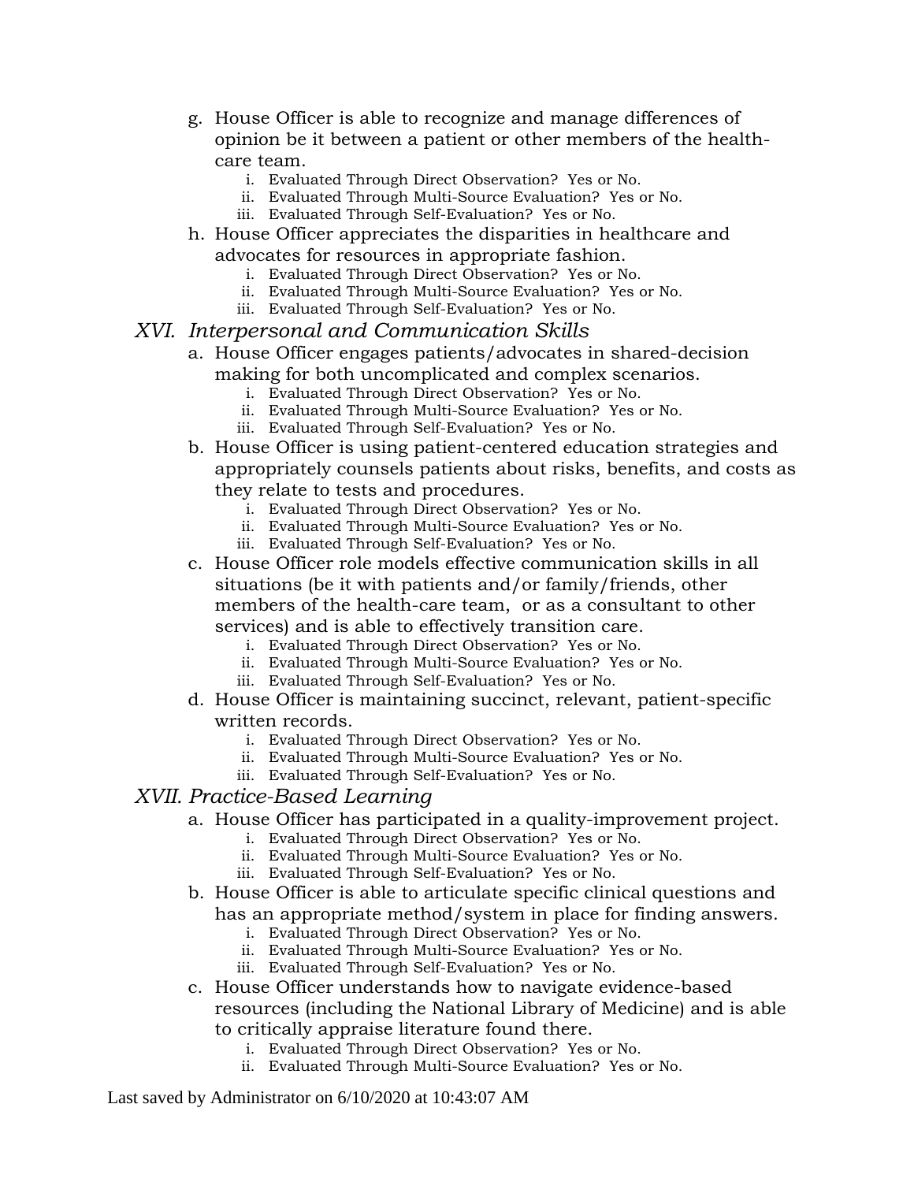g. House Officer is able to recognize and manage differences of opinion be it between a patient or other members of the health-care team.
   i. Evaluated Through Direct Observation? Yes or No.
   ii. Evaluated Through Multi-Source Evaluation? Yes or No.
   iii. Evaluated Through Self-Evaluation? Yes or No.
h. House Officer appreciates the disparities in healthcare and advocates for resources in appropriate fashion.
   i. Evaluated Through Direct Observation? Yes or No.
   ii. Evaluated Through Multi-Source Evaluation? Yes or No.
   iii. Evaluated Through Self-Evaluation? Yes or No.

## XVI. *Interpersonal and Communication Skills*

a. House Officer engages patients/advocates in shared-decision making for both uncomplicated and complex scenarios.
   i. Evaluated Through Direct Observation? Yes or No.
   ii. Evaluated Through Multi-Source Evaluation? Yes or No.
   iii. Evaluated Through Self-Evaluation? Yes or No.
b. House Officer is using patient-centered education strategies and appropriately counsels patients about risks, benefits, and costs as they relate to tests and procedures.
   i. Evaluated Through Direct Observation? Yes or No.
   ii. Evaluated Through Multi-Source Evaluation? Yes or No.
   iii. Evaluated Through Self-Evaluation? Yes or No.
c. House Officer role models effective communication skills in all situations (be it with patients and/or family/friends, other members of the health-care team, or as a consultant to other services) and is able to effectively transition care.
   i. Evaluated Through Direct Observation? Yes or No.
   ii. Evaluated Through Multi-Source Evaluation? Yes or No.
   iii. Evaluated Through Self-Evaluation? Yes or No.
d. House Officer is maintaining succinct, relevant, patient-specific written records.
   i. Evaluated Through Direct Observation? Yes or No.
   ii. Evaluated Through Multi-Source Evaluation? Yes or No.
   iii. Evaluated Through Self-Evaluation? Yes or No.

## XVII. *Practice-Based Learning*

a. House Officer has participated in a quality-improvement project.
   i. Evaluated Through Direct Observation? Yes or No.
   ii. Evaluated Through Multi-Source Evaluation? Yes or No.
   iii. Evaluated Through Self-Evaluation? Yes or No.
b. House Officer is able to articulate specific clinical questions and has an appropriate method/system in place for finding answers.
   i. Evaluated Through Direct Observation? Yes or No.
   ii. Evaluated Through Multi-Source Evaluation? Yes or No.
   iii. Evaluated Through Self-Evaluation? Yes or No.
c. House Officer understands how to navigate evidence-based resources (including the National Library of Medicine) and is able to critically appraise literature found there.
   i. Evaluated Through Direct Observation? Yes or No.
   ii. Evaluated Through Multi-Source Evaluation? Yes or No.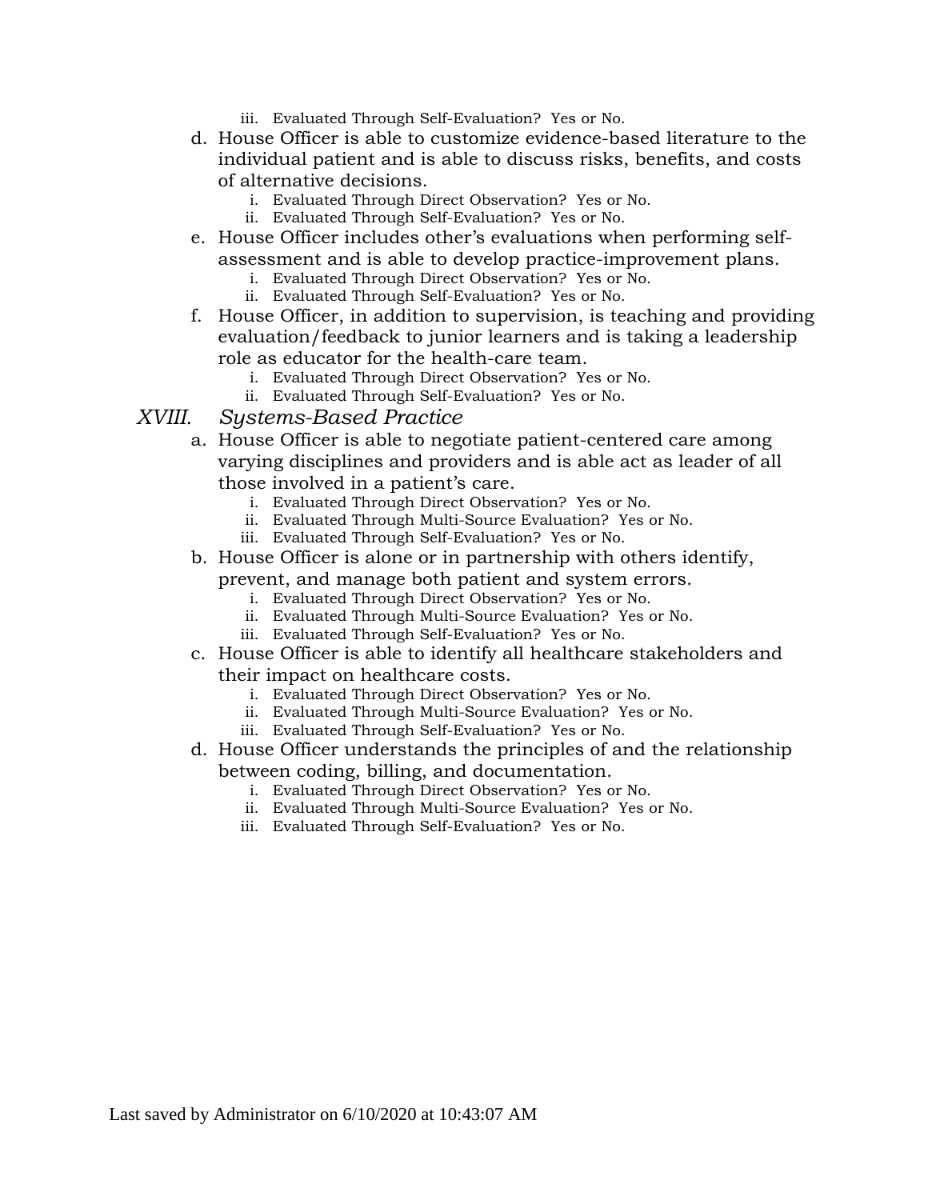iii. Evaluated Through Self-Evaluation? Yes or No.

d. House Officer is able to customize evidence-based literature to the individual patient and is able to discuss risks, benefits, and costs of alternative decisions.
    i. Evaluated Through Direct Observation? Yes or No.
    ii. Evaluated Through Self-Evaluation? Yes or No.
e. House Officer includes other's evaluations when performing self-assessment and is able to develop practice-improvement plans.
    i. Evaluated Through Direct Observation? Yes or No.
    ii. Evaluated Through Self-Evaluation? Yes or No.
f. House Officer, in addition to supervision, is teaching and providing evaluation/feedback to junior learners and is taking a leadership role as educator for the health-care team.
    i. Evaluated Through Direct Observation? Yes or No.
    ii. Evaluated Through Self-Evaluation? Yes or No.

### XVIII. *Systems-Based Practice*

a. House Officer is able to negotiate patient-centered care among varying disciplines and providers and is able act as leader of all those involved in a patient's care.
    i. Evaluated Through Direct Observation? Yes or No.
    ii. Evaluated Through Multi-Source Evaluation? Yes or No.
    iii. Evaluated Through Self-Evaluation? Yes or No.
b. House Officer is alone or in partnership with others identify, prevent, and manage both patient and system errors.
    i. Evaluated Through Direct Observation? Yes or No.
    ii. Evaluated Through Multi-Source Evaluation? Yes or No.
    iii. Evaluated Through Self-Evaluation? Yes or No.
c. House Officer is able to identify all healthcare stakeholders and their impact on healthcare costs.
    i. Evaluated Through Direct Observation? Yes or No.
    ii. Evaluated Through Multi-Source Evaluation? Yes or No.
    iii. Evaluated Through Self-Evaluation? Yes or No.
d. House Officer understands the principles of and the relationship between coding, billing, and documentation.
    i. Evaluated Through Direct Observation? Yes or No.
    ii. Evaluated Through Multi-Source Evaluation? Yes or No.
    iii. Evaluated Through Self-Evaluation? Yes or No.